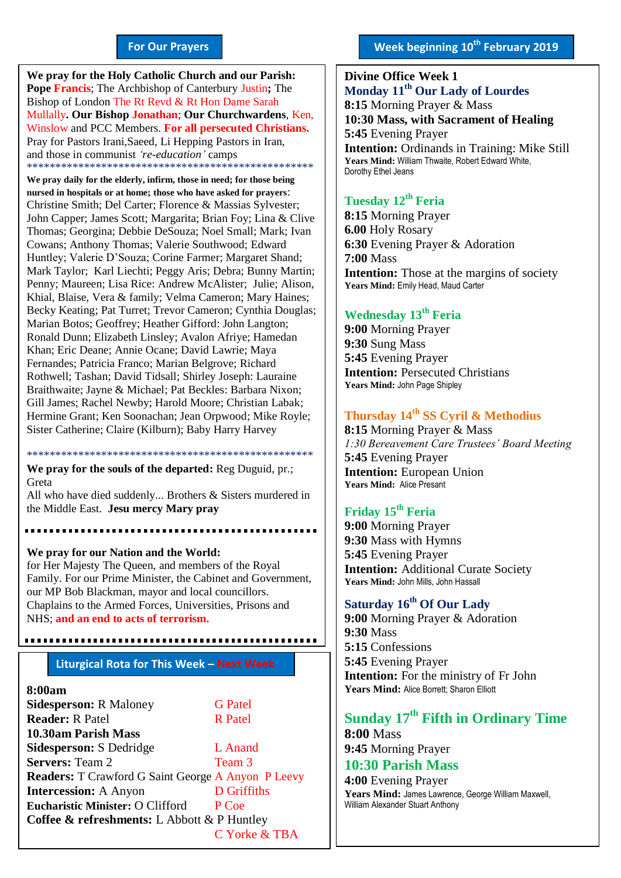## For Our Prayers

**We pray for the Holy Catholic Church and our Parish:** **Pope Francis**; The Archbishop of Canterbury Justin**;** The Bishop of London The Rt Revd & Rt Hon Dame Sarah Mullally**. Our Bishop Jonathan**; **Our Churchwardens**, Ken, Winslow and PCC Members. **For all persecuted Christians.** Pray for Pastors Irani,Saeed, Li Hepping Pastors in Iran, and those in communist *'re-education'* camps

**************************************************

**We pray daily for the elderly, infirm, those in need; for those being nursed in hospitals or at home; those who have asked for prayers**: Christine Smith; Del Carter; Florence & Massias Sylvester; John Capper; James Scott; Margarita; Brian Foy; Lina & Clive Thomas; Georgina; Debbie DeSouza; Noel Small; Mark; Ivan Cowans; Anthony Thomas; Valerie Southwood; Edward Huntley; Valerie D'Souza; Corine Farmer; Margaret Shand; Mark Taylor; Karl Liechti; Peggy Aris; Debra; Bunny Martin; Penny; Maureen; Lisa Rice: Andrew McAlister; Julie; Alison, Khial, Blaise, Vera & family; Velma Cameron; Mary Haines; Becky Keating; Pat Turret; Trevor Cameron; Cynthia Douglas; Marian Botos; Geoffrey; Heather Gifford: John Langton; Ronald Dunn; Elizabeth Linsley; Avalon Afriye; Hamedan Khan; Eric Deane; Annie Ocane; David Lawrie; Maya Fernandes; Patricia Franco; Marian Belgrove; Richard Rothwell; Tashan; David Tidsall; Shirley Joseph: Lauraine Braithwaite; Jayne & Michael; Pat Beckles: Barbara Nixon; Gill James; Rachel Newby; Harold Moore; Christian Labak; Hermine Grant; Ken Soonachan; Jean Orpwood; Mike Royle; Sister Catherine; Claire (Kilburn); Baby Harry Harvey

**************************************************

**We pray for the souls of the departed:** Reg Duguid, pr.; Greta

All who have died suddenly... Brothers & Sisters murdered in the Middle East. **Jesu mercy Mary pray**

**We pray for our Nation and the World:**
for Her Majesty The Queen, and members of the Royal Family. For our Prime Minister, the Cabinet and Government, our MP Bob Blackman, mayor and local councillors. Chaplains to the Armed Forces, Universities, Prisons and NHS; **and an end to acts of terrorism.**

## Liturgical Rota for This Week – Next Week

| | This Week | Next Week |
|---|---|---|
| **8:00am** | | |
| **Sidesperson:** | R Maloney | G Patel |
| **Reader:** | R Patel | R Patel |
| **10.30am Parish Mass** | | |
| **Sidesperson:** | S Dedridge | L Anand |
| **Servers:** | Team 2 | Team 3 |
| **Readers:** | T Crawford G Saint George | A Anyon P Leevy |
| **Intercession:** | A Anyon | D Griffiths |
| **Eucharistic Minister:** | O Clifford | P Coe |
| **Coffee & refreshments:** | L Abbott & P Huntley | C Yorke & TBA |

## Week beginning 10th February 2019

**Divine Office Week 1**

### Monday 11th Our Lady of Lourdes
**8:15** Morning Prayer & Mass
**10:30 Mass, with Sacrament of Healing**
**5:45** Evening Prayer
**Intention:** Ordinands in Training: Mike Still
**Years Mind:** William Thwaite, Robert Edward White, Dorothy Ethel Jeans

### Tuesday 12th Feria
**8:15** Morning Prayer
**6.00** Holy Rosary
**6:30** Evening Prayer & Adoration
**7:00** Mass
**Intention:** Those at the margins of society
**Years Mind:** Emily Head, Maud Carter

### Wednesday 13th Feria
**9:00** Morning Prayer
**9:30** Sung Mass
**5:45** Evening Prayer
**Intention:** Persecuted Christians
**Years Mind:** John Page Shipley

### Thursday 14th SS Cyril & Methodius
**8:15** Morning Prayer & Mass
*1:30 Bereavement Care Trustees' Board Meeting*
**5:45** Evening Prayer
**Intention:** European Union
**Years Mind:** Alice Presant

### Friday 15th Feria
**9:00** Morning Prayer
**9:30** Mass with Hymns
**5:45** Evening Prayer
**Intention:** Additional Curate Society
**Years Mind:** John Mills, John Hassall

### Saturday 16th Of Our Lady
**9:00** Morning Prayer & Adoration
**9:30** Mass
**5:15** Confessions
**5:45** Evening Prayer
**Intention:** For the ministry of Fr John
**Years Mind:** Alice Borrett; Sharon Elliott

### Sunday 17th Fifth in Ordinary Time
**8:00** Mass
**9:45** Morning Prayer
**10:30 Parish Mass**
**4:00** Evening Prayer
**Years Mind:** James Lawrence, George William Maxwell, William Alexander Stuart Anthony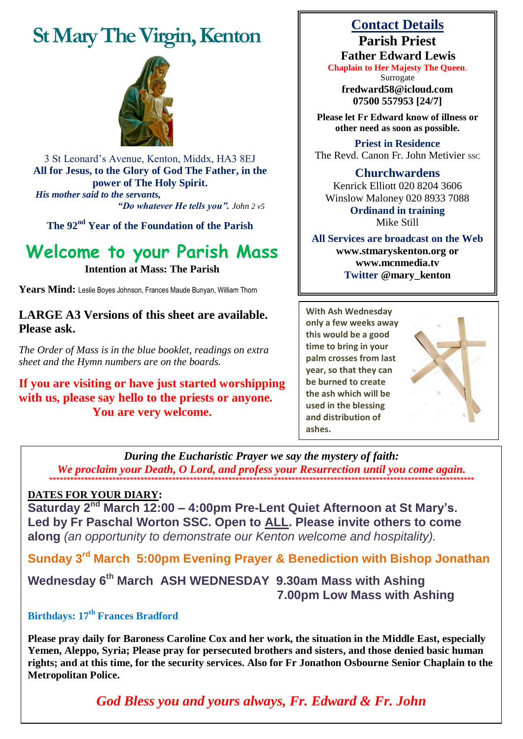# St Mary The Virgin, Kenton

3 St Leonard's Avenue, Kenton, Middx, HA3 8EJ

**All for Jesus, to the Glory of God The Father, in the power of The Holy Spirit.**

***His mother said to the servants,***

***"Do whatever He tells you".*** *John 2 v5*

**The 92nd Year of the Foundation of the Parish**

## Welcome to your Parish Mass

**Intention at Mass: The Parish**

**Years Mind:** Leslie Boyes Johnson, Frances Maude Bunyan, William Thorn

**LARGE A3 Versions of this sheet are available. Please ask.**

*The Order of Mass is in the blue booklet, readings on extra sheet and the Hymn numbers are on the boards.*

**If you are visiting or have just started worshipping with us, please say hello to the priests or anyone. You are very welcome.**

## Contact Details

**Parish Priest**

**Father Edward Lewis**

**Chaplain to Her Majesty The Queen.**

Surrogate

**fredward58@icloud.com**

**07500 557953 [24/7]**

**Please let Fr Edward know of illness or other need as soon as possible.**

**Priest in Residence**

The Revd. Canon Fr. John Metivier SSC

**Churchwardens**

Kenrick Elliott 020 8204 3606

Winslow Maloney 020 8933 7088

**Ordinand in training**

Mike Still

**All Services are broadcast on the Web**

**www.stmaryskenton.org or www.mcnmedia.tv**

**Twitter @mary_kenton**

**With Ash Wednesday only a few weeks away this would be a good time to bring in your palm crosses from last year, so that they can be burned to create the ash which will be used in the blessing and distribution of ashes.**

*During the Eucharistic Prayer we say the mystery of faith:*

*We proclaim your Death, O Lord, and profess your Resurrection until you come again.*

**DATES FOR YOUR DIARY:**

**Saturday 2nd March 12:00 – 4:00pm Pre-Lent Quiet Afternoon at St Mary's. Led by Fr Paschal Worton SSC. Open to ALL. Please invite others to come along** *(an opportunity to demonstrate our Kenton welcome and hospitality).*

**Sunday 3rd March 5:00pm Evening Prayer & Benediction with Bishop Jonathan**

**Wednesday 6th March ASH WEDNESDAY 9.30am Mass with Ashing**
**7.00pm Low Mass with Ashing**

**Birthdays: 17th Frances Bradford**

**Please pray daily for Baroness Caroline Cox and her work, the situation in the Middle East, especially Yemen, Aleppo, Syria; Please pray for persecuted brothers and sisters, and those denied basic human rights; and at this time, for the security services. Also for Fr Jonathon Osbourne Senior Chaplain to the Metropolitan Police.**

***God Bless you and yours always, Fr. Edward & Fr. John***